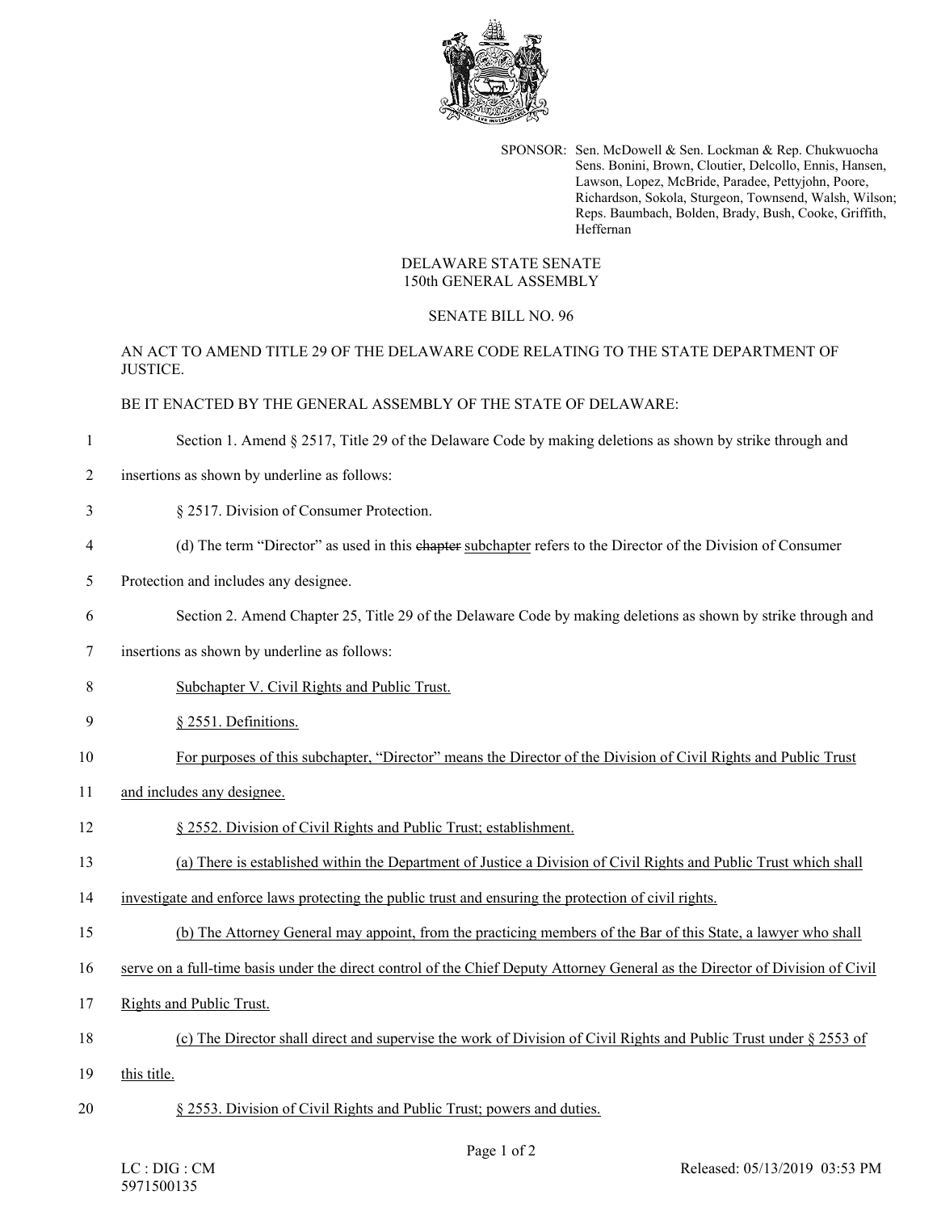SPONSOR: Sen. McDowell & Sen. Lockman & Rep. Chukwuocha
Sens. Bonini, Brown, Cloutier, Delcollo, Ennis, Hansen, Lawson, Lopez, McBride, Paradee, Pettyjohn, Poore, Richardson, Sokola, Sturgeon, Townsend, Walsh, Wilson; Reps. Baumbach, Bolden, Brady, Bush, Cooke, Griffith, Heffernan

DELAWARE STATE SENATE
150th GENERAL ASSEMBLY

SENATE BILL NO. 96

AN ACT TO AMEND TITLE 29 OF THE DELAWARE CODE RELATING TO THE STATE DEPARTMENT OF JUSTICE.

BE IT ENACTED BY THE GENERAL ASSEMBLY OF THE STATE OF DELAWARE:

1 Section 1. Amend § 2517, Title 29 of the Delaware Code by making deletions as shown by strike through and
2 insertions as shown by underline as follows:

3 § 2517. Division of Consumer Protection.

4 (d) The term "Director" as used in this ~~chapter~~ <u>subchapter</u> refers to the Director of the Division of Consumer
5 Protection and includes any designee.

6 Section 2. Amend Chapter 25, Title 29 of the Delaware Code by making deletions as shown by strike through and
7 insertions as shown by underline as follows:

8 <u>Subchapter V. Civil Rights and Public Trust.</u>

9 <u>§ 2551. Definitions.</u>

10 <u>For purposes of this subchapter, "Director" means the Director of the Division of Civil Rights and Public Trust</u>
11 <u>and includes any designee.</u>

12 <u>§ 2552. Division of Civil Rights and Public Trust; establishment.</u>

13 <u>(a) There is established within the Department of Justice a Division of Civil Rights and Public Trust which shall</u>
14 <u>investigate and enforce laws protecting the public trust and ensuring the protection of civil rights.</u>

15 <u>(b) The Attorney General may appoint, from the practicing members of the Bar of this State, a lawyer who shall</u>
16 <u>serve on a full-time basis under the direct control of the Chief Deputy Attorney General as the Director of Division of Civil</u>
17 <u>Rights and Public Trust.</u>

18 <u>(c) The Director shall direct and supervise the work of Division of Civil Rights and Public Trust under § 2553 of</u>
19 <u>this title.</u>

20 <u>§ 2553. Division of Civil Rights and Public Trust; powers and duties.</u>

LC : DIG : CM
5971500135

Released: 05/13/2019 03:53 PM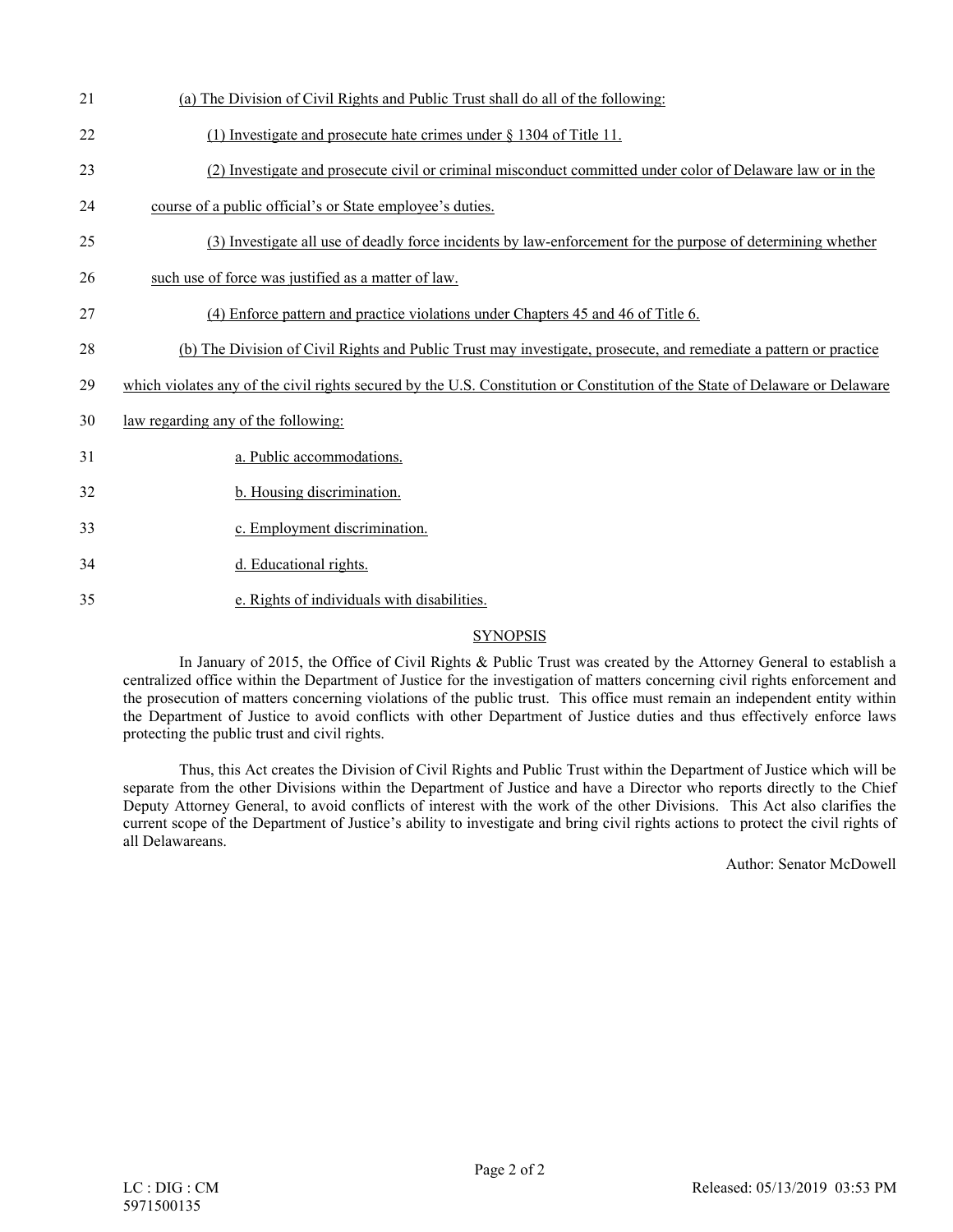(a) The Division of Civil Rights and Public Trust shall do all of the following:

(1) Investigate and prosecute hate crimes under § 1304 of Title 11.

(2) Investigate and prosecute civil or criminal misconduct committed under color of Delaware law or in the course of a public official's or State employee's duties.

(3) Investigate all use of deadly force incidents by law-enforcement for the purpose of determining whether such use of force was justified as a matter of law.

(4) Enforce pattern and practice violations under Chapters 45 and 46 of Title 6.

(b) The Division of Civil Rights and Public Trust may investigate, prosecute, and remediate a pattern or practice which violates any of the civil rights secured by the U.S. Constitution or Constitution of the State of Delaware or Delaware law regarding any of the following:

a. Public accommodations.

b. Housing discrimination.

c. Employment discrimination.

d. Educational rights.

e. Rights of individuals with disabilities.

## SYNOPSIS

In January of 2015, the Office of Civil Rights & Public Trust was created by the Attorney General to establish a centralized office within the Department of Justice for the investigation of matters concerning civil rights enforcement and the prosecution of matters concerning violations of the public trust. This office must remain an independent entity within the Department of Justice to avoid conflicts with other Department of Justice duties and thus effectively enforce laws protecting the public trust and civil rights.

Thus, this Act creates the Division of Civil Rights and Public Trust within the Department of Justice which will be separate from the other Divisions within the Department of Justice and have a Director who reports directly to the Chief Deputy Attorney General, to avoid conflicts of interest with the work of the other Divisions. This Act also clarifies the current scope of the Department of Justice's ability to investigate and bring civil rights actions to protect the civil rights of all Delawareans.

Author: Senator McDowell

LC : DIG : CM
5971500135

Released: 05/13/2019 03:53 PM